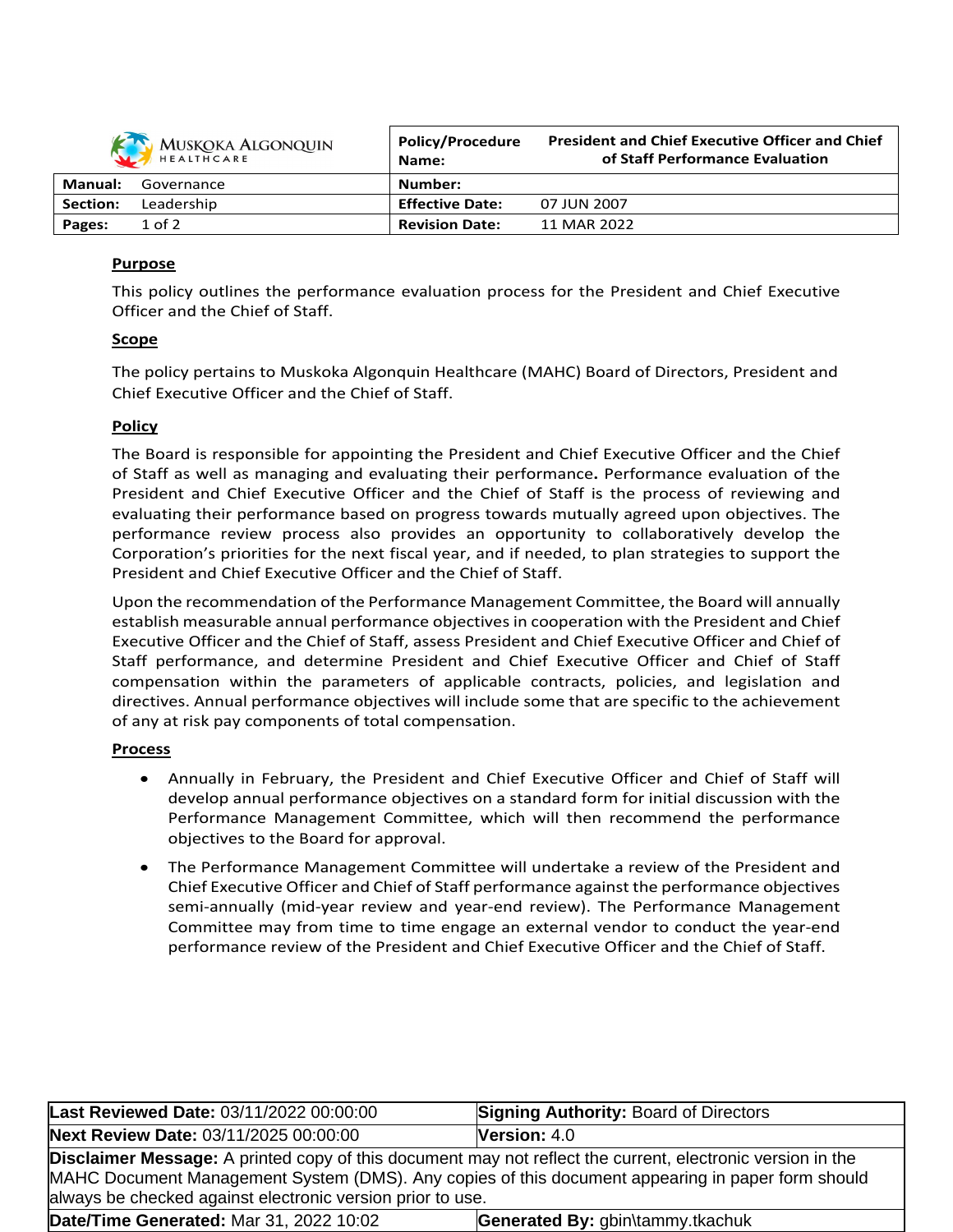| MUSKOKA ALGONQUIN HEALTHCARE | | **Policy/Procedure Name:** | **President and Chief Executive Officer and Chief of Staff Performance Evaluation** |
|---|---|---|---|
| **Manual:** | Governance | **Number:** | |
| **Section:** | Leadership | **Effective Date:** | 07 JUN 2007 |
| **Pages:** | 1 of 2 | **Revision Date:** | 11 MAR 2022 |

## Purpose

This policy outlines the performance evaluation process for the President and Chief Executive Officer and the Chief of Staff.

## Scope

The policy pertains to Muskoka Algonquin Healthcare (MAHC) Board of Directors, President and Chief Executive Officer and the Chief of Staff.

## Policy

The Board is responsible for appointing the President and Chief Executive Officer and the Chief of Staff as well as managing and evaluating their performance**.** Performance evaluation of the President and Chief Executive Officer and the Chief of Staff is the process of reviewing and evaluating their performance based on progress towards mutually agreed upon objectives. The performance review process also provides an opportunity to collaboratively develop the Corporation's priorities for the next fiscal year, and if needed, to plan strategies to support the President and Chief Executive Officer and the Chief of Staff.

Upon the recommendation of the Performance Management Committee, the Board will annually establish measurable annual performance objectives in cooperation with the President and Chief Executive Officer and the Chief of Staff, assess President and Chief Executive Officer and Chief of Staff performance, and determine President and Chief Executive Officer and Chief of Staff compensation within the parameters of applicable contracts, policies, and legislation and directives. Annual performance objectives will include some that are specific to the achievement of any at risk pay components of total compensation.

## Process

- Annually in February, the President and Chief Executive Officer and Chief of Staff will develop annual performance objectives on a standard form for initial discussion with the Performance Management Committee, which will then recommend the performance objectives to the Board for approval.
- The Performance Management Committee will undertake a review of the President and Chief Executive Officer and Chief of Staff performance against the performance objectives semi-annually (mid-year review and year-end review). The Performance Management Committee may from time to time engage an external vendor to conduct the year-end performance review of the President and Chief Executive Officer and the Chief of Staff.

| **Last Reviewed Date:** 03/11/2022 00:00:00 | **Signing Authority:** Board of Directors |
|---|---|
| **Next Review Date:** 03/11/2025 00:00:00 | **Version:** 4.0 |
| **Disclaimer Message:** A printed copy of this document may not reflect the current, electronic version in the MAHC Document Management System (DMS). Any copies of this document appearing in paper form should always be checked against electronic version prior to use. | |
| **Date/Time Generated:** Mar 31, 2022 10:02 | **Generated By:** gbin\tammy.tkachuk |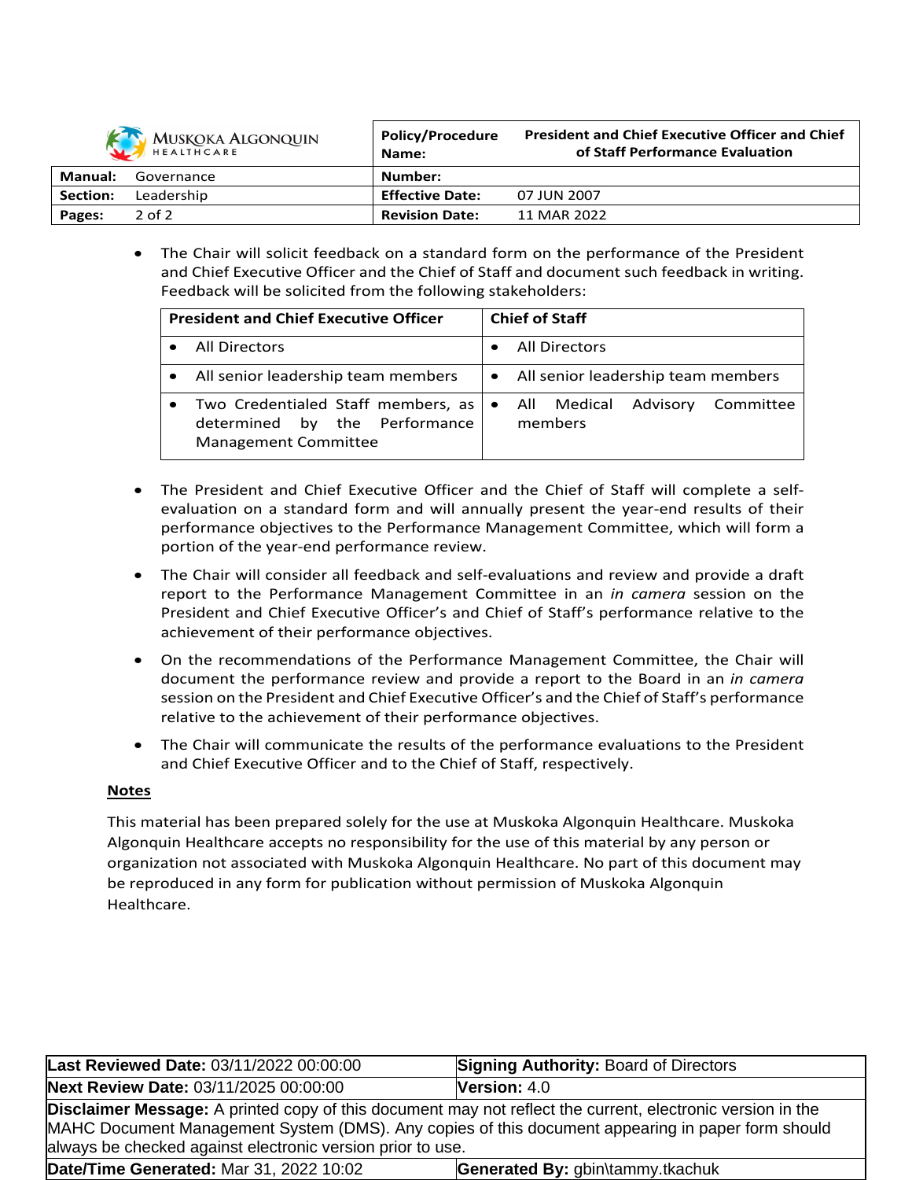- The Chair will solicit feedback on a standard form on the performance of the President and Chief Executive Officer and the Chief of Staff and document such feedback in writing. Feedback will be solicited from the following stakeholders:

| President and Chief Executive Officer | Chief of Staff |
| --- | --- |
| • All Directors | • All Directors |
| • All senior leadership team members | • All senior leadership team members |
| • Two Credentialed Staff members, as determined by the Performance Management Committee | • All Medical Advisory Committee members |

- The President and Chief Executive Officer and the Chief of Staff will complete a self-evaluation on a standard form and will annually present the year-end results of their performance objectives to the Performance Management Committee, which will form a portion of the year-end performance review.
- The Chair will consider all feedback and self-evaluations and review and provide a draft report to the Performance Management Committee in an *in camera* session on the President and Chief Executive Officer's and Chief of Staff's performance relative to the achievement of their performance objectives.
- On the recommendations of the Performance Management Committee, the Chair will document the performance review and provide a report to the Board in an *in camera* session on the President and Chief Executive Officer's and the Chief of Staff's performance relative to the achievement of their performance objectives.
- The Chair will communicate the results of the performance evaluations to the President and Chief Executive Officer and to the Chief of Staff, respectively.

**Notes**

This material has been prepared solely for the use at Muskoka Algonquin Healthcare. Muskoka Algonquin Healthcare accepts no responsibility for the use of this material by any person or organization not associated with Muskoka Algonquin Healthcare. No part of this document may be reproduced in any form for publication without permission of Muskoka Algonquin Healthcare.

| | |
| --- | --- |
| **Last Reviewed Date:** 03/11/2022 00:00:00 | **Signing Authority:** Board of Directors |
| **Next Review Date:** 03/11/2025 00:00:00 | **Version:** 4.0 |
| **Disclaimer Message:** A printed copy of this document may not reflect the current, electronic version in the MAHC Document Management System (DMS). Any copies of this document appearing in paper form should always be checked against electronic version prior to use. | |
| **Date/Time Generated:** Mar 31, 2022 10:02 | **Generated By:** gbin\tammy.tkachuk |